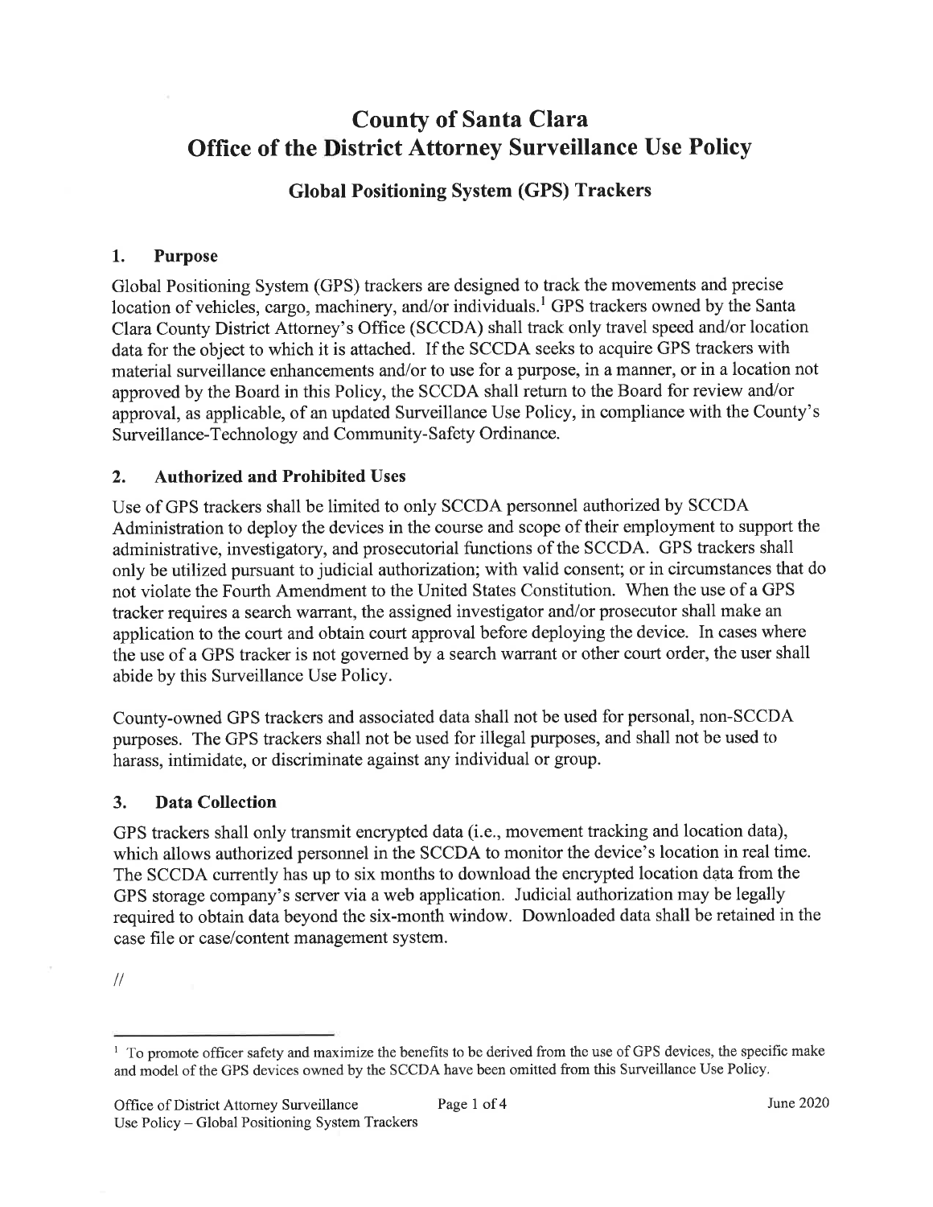# County of Santa Clara
# Office of the District Attorney Surveillance Use Policy

## Global Positioning System (GPS) Trackers

### 1. Purpose

Global Positioning System (GPS) trackers are designed to track the movements and precise location of vehicles, cargo, machinery, and/or individuals.[1] GPS trackers owned by the Santa Clara County District Attorney's Office (SCCDA) shall track only travel speed and/or location data for the object to which it is attached. If the SCCDA seeks to acquire GPS trackers with material surveillance enhancements and/or to use for a purpose, in a manner, or in a location not approved by the Board in this Policy, the SCCDA shall return to the Board for review and/or approval, as applicable, of an updated Surveillance Use Policy, in compliance with the County's Surveillance-Technology and Community-Safety Ordinance.

### 2. Authorized and Prohibited Uses

Use of GPS trackers shall be limited to only SCCDA personnel authorized by SCCDA Administration to deploy the devices in the course and scope of their employment to support the administrative, investigatory, and prosecutorial functions of the SCCDA. GPS trackers shall only be utilized pursuant to judicial authorization; with valid consent; or in circumstances that do not violate the Fourth Amendment to the United States Constitution. When the use of a GPS tracker requires a search warrant, the assigned investigator and/or prosecutor shall make an application to the court and obtain court approval before deploying the device. In cases where the use of a GPS tracker is not governed by a search warrant or other court order, the user shall abide by this Surveillance Use Policy.

County-owned GPS trackers and associated data shall not be used for personal, non-SCCDA purposes. The GPS trackers shall not be used for illegal purposes, and shall not be used to harass, intimidate, or discriminate against any individual or group.

### 3. Data Collection

GPS trackers shall only transmit encrypted data (i.e., movement tracking and location data), which allows authorized personnel in the SCCDA to monitor the device's location in real time. The SCCDA currently has up to six months to download the encrypted location data from the GPS storage company's server via a web application. Judicial authorization may be legally required to obtain data beyond the six-month window. Downloaded data shall be retained in the case file or case/content management system.

//

---

[1] To promote officer safety and maximize the benefits to be derived from the use of GPS devices, the specific make and model of the GPS devices owned by the SCCDA have been omitted from this Surveillance Use Policy.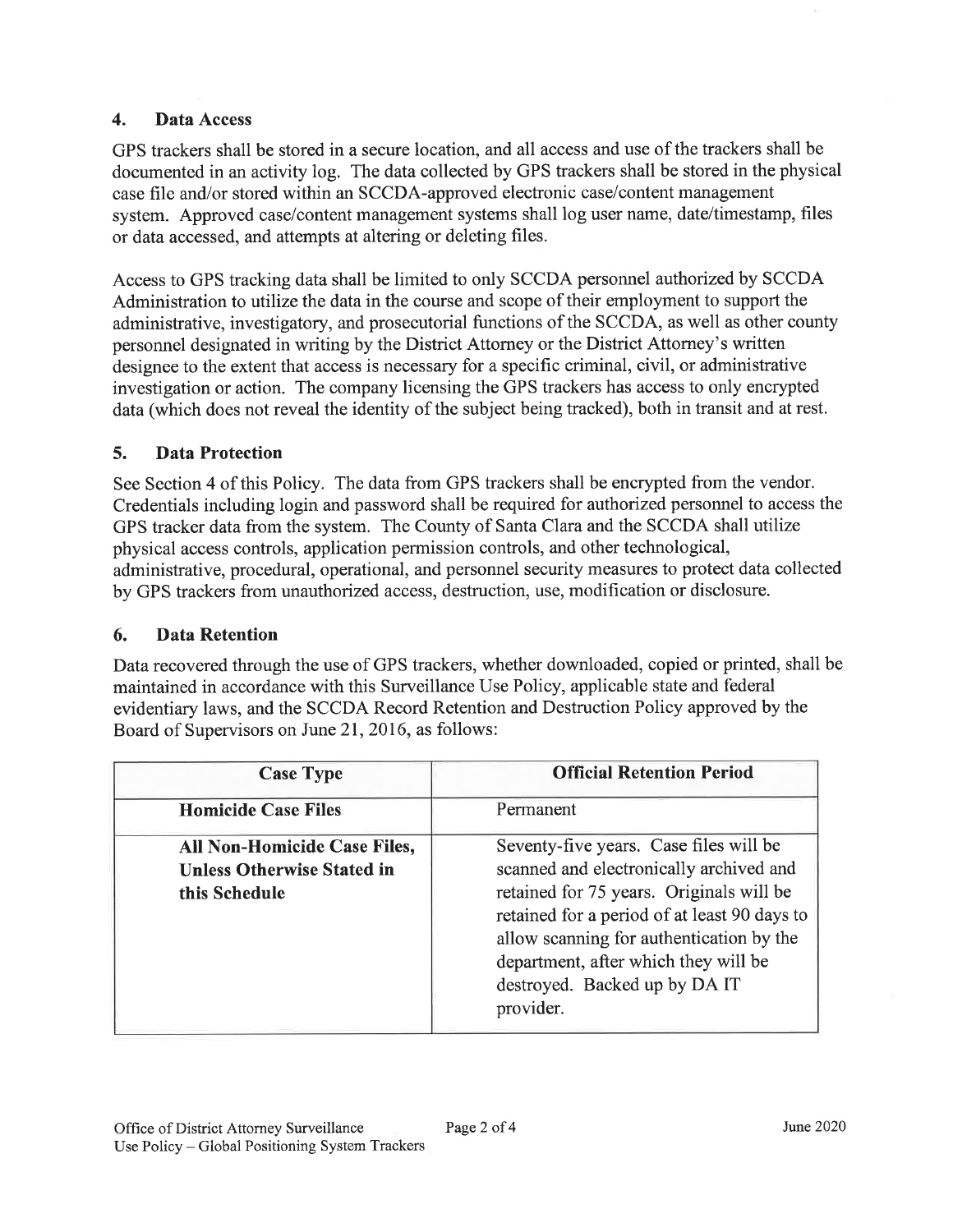## 4. Data Access

GPS trackers shall be stored in a secure location, and all access and use of the trackers shall be documented in an activity log. The data collected by GPS trackers shall be stored in the physical case file and/or stored within an SCCDA-approved electronic case/content management system. Approved case/content management systems shall log user name, date/timestamp, files or data accessed, and attempts at altering or deleting files.

Access to GPS tracking data shall be limited to only SCCDA personnel authorized by SCCDA Administration to utilize the data in the course and scope of their employment to support the administrative, investigatory, and prosecutorial functions of the SCCDA, as well as other county personnel designated in writing by the District Attorney or the District Attorney's written designee to the extent that access is necessary for a specific criminal, civil, or administrative investigation or action. The company licensing the GPS trackers has access to only encrypted data (which does not reveal the identity of the subject being tracked), both in transit and at rest.

## 5. Data Protection

See Section 4 of this Policy. The data from GPS trackers shall be encrypted from the vendor. Credentials including login and password shall be required for authorized personnel to access the GPS tracker data from the system. The County of Santa Clara and the SCCDA shall utilize physical access controls, application permission controls, and other technological, administrative, procedural, operational, and personnel security measures to protect data collected by GPS trackers from unauthorized access, destruction, use, modification or disclosure.

## 6. Data Retention

Data recovered through the use of GPS trackers, whether downloaded, copied or printed, shall be maintained in accordance with this Surveillance Use Policy, applicable state and federal evidentiary laws, and the SCCDA Record Retention and Destruction Policy approved by the Board of Supervisors on June 21, 2016, as follows:

| Case Type | Official Retention Period |
|---|---|
| **Homicide Case Files** | Permanent |
| **All Non-Homicide Case Files, Unless Otherwise Stated in this Schedule** | Seventy-five years. Case files will be scanned and electronically archived and retained for 75 years. Originals will be retained for a period of at least 90 days to allow scanning for authentication by the department, after which they will be destroyed. Backed up by DA IT provider. |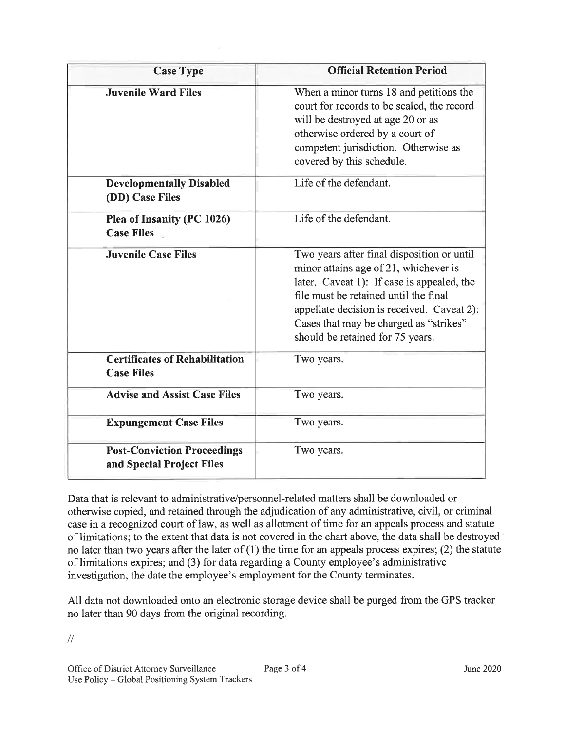| Case Type | Official Retention Period |
| --- | --- |
| **Juvenile Ward Files** | When a minor turns 18 and petitions the court for records to be sealed, the record will be destroyed at age 20 or as otherwise ordered by a court of competent jurisdiction. Otherwise as covered by this schedule. |
| **Developmentally Disabled (DD) Case Files** | Life of the defendant. |
| **Plea of Insanity (PC 1026) Case Files** | Life of the defendant. |
| **Juvenile Case Files** | Two years after final disposition or until minor attains age of 21, whichever is later. Caveat 1): If case is appealed, the file must be retained until the final appellate decision is received. Caveat 2): Cases that may be charged as "strikes" should be retained for 75 years. |
| **Certificates of Rehabilitation Case Files** | Two years. |
| **Advise and Assist Case Files** | Two years. |
| **Expungement Case Files** | Two years. |
| **Post-Conviction Proceedings and Special Project Files** | Two years. |

Data that is relevant to administrative/personnel-related matters shall be downloaded or otherwise copied, and retained through the adjudication of any administrative, civil, or criminal case in a recognized court of law, as well as allotment of time for an appeals process and statute of limitations; to the extent that data is not covered in the chart above, the data shall be destroyed no later than two years after the later of (1) the time for an appeals process expires; (2) the statute of limitations expires; and (3) for data regarding a County employee's administrative investigation, the date the employee's employment for the County terminates.

All data not downloaded onto an electronic storage device shall be purged from the GPS tracker no later than 90 days from the original recording.

//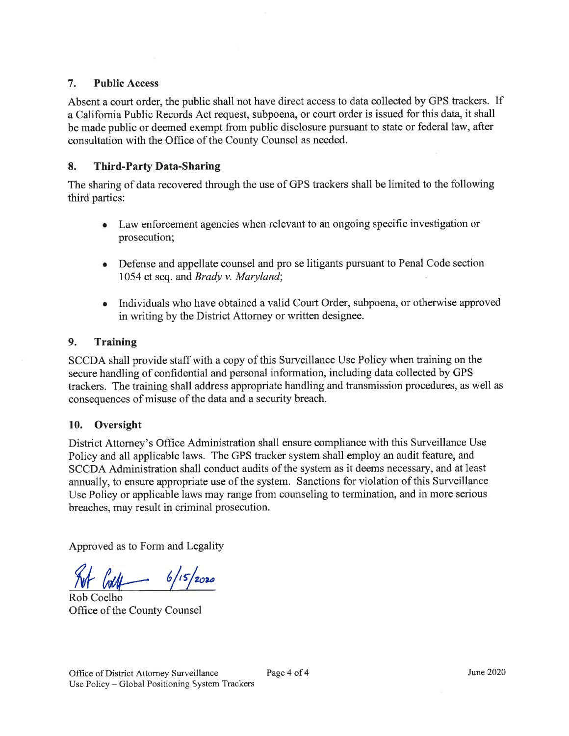## 7. Public Access

Absent a court order, the public shall not have direct access to data collected by GPS trackers. If a California Public Records Act request, subpoena, or court order is issued for this data, it shall be made public or deemed exempt from public disclosure pursuant to state or federal law, after consultation with the Office of the County Counsel as needed.

## 8. Third-Party Data-Sharing

The sharing of data recovered through the use of GPS trackers shall be limited to the following third parties:

- Law enforcement agencies when relevant to an ongoing specific investigation or prosecution;
- Defense and appellate counsel and pro se litigants pursuant to Penal Code section 1054 et seq. and *Brady v. Maryland*;
- Individuals who have obtained a valid Court Order, subpoena, or otherwise approved in writing by the District Attorney or written designee.

## 9. Training

SCCDA shall provide staff with a copy of this Surveillance Use Policy when training on the secure handling of confidential and personal information, including data collected by GPS trackers. The training shall address appropriate handling and transmission procedures, as well as consequences of misuse of the data and a security breach.

## 10. Oversight

District Attorney's Office Administration shall ensure compliance with this Surveillance Use Policy and all applicable laws. The GPS tracker system shall employ an audit feature, and SCCDA Administration shall conduct audits of the system as it deems necessary, and at least annually, to ensure appropriate use of the system. Sanctions for violation of this Surveillance Use Policy or applicable laws may range from counseling to termination, and in more serious breaches, may result in criminal prosecution.

Approved as to Form and Legality

Rob Coelho 6/15/2020

Rob Coelho
Office of the County Counsel